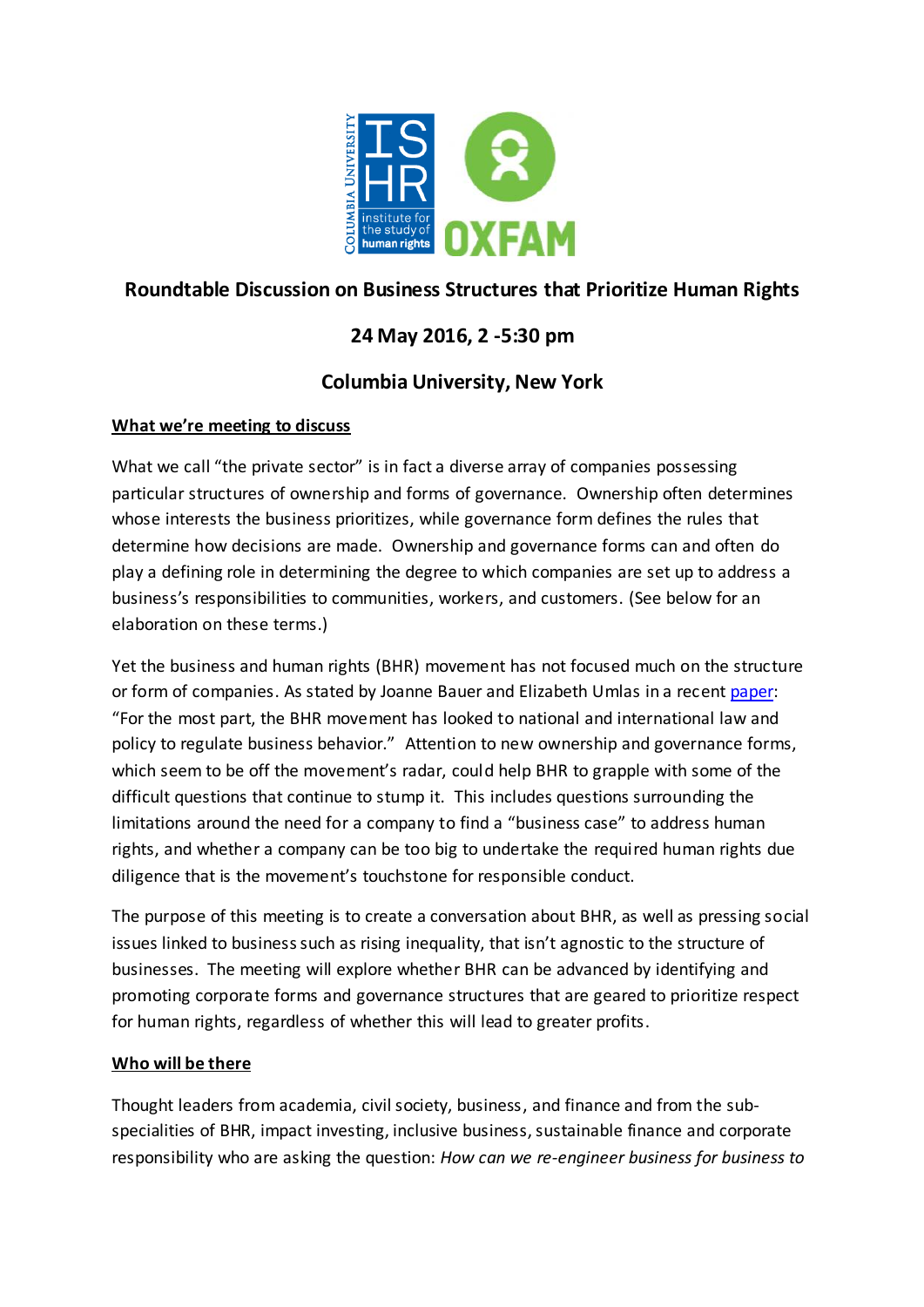**Roundtable Discussion on Business Structures that Prioritize Human Rights**

**24 May 2016, 2 -5:30 pm**

**Columbia University, New York**

**What we're meeting to discuss**

What we call "the private sector" is in fact a diverse array of companies possessing particular structures of ownership and forms of governance. Ownership often determines whose interests the business prioritizes, while governance form defines the rules that determine how decisions are made. Ownership and governance forms can and often do play a defining role in determining the degree to which companies are set up to address a business's responsibilities to communities, workers, and customers. (See below for an elaboration on these terms.)

Yet the business and human rights (BHR) movement has not focused much on the structure or form of companies. As stated by Joanne Bauer and Elizabeth Umlas in a recent paper: "For the most part, the BHR movement has looked to national and international law and policy to regulate business behavior." Attention to new ownership and governance forms, which seem to be off the movement's radar, could help BHR to grapple with some of the difficult questions that continue to stump it. This includes questions surrounding the limitations around the need for a company to find a "business case" to address human rights, and whether a company can be too big to undertake the required human rights due diligence that is the movement's touchstone for responsible conduct.

The purpose of this meeting is to create a conversation about BHR, as well as pressing social issues linked to business such as rising inequality, that isn't agnostic to the structure of businesses. The meeting will explore whether BHR can be advanced by identifying and promoting corporate forms and governance structures that are geared to prioritize respect for human rights, regardless of whether this will lead to greater profits.

**Who will be there**

Thought leaders from academia, civil society, business, and finance and from the sub-specialities of BHR, impact investing, inclusive business, sustainable finance and corporate responsibility who are asking the question: *How can we re-engineer business for business to*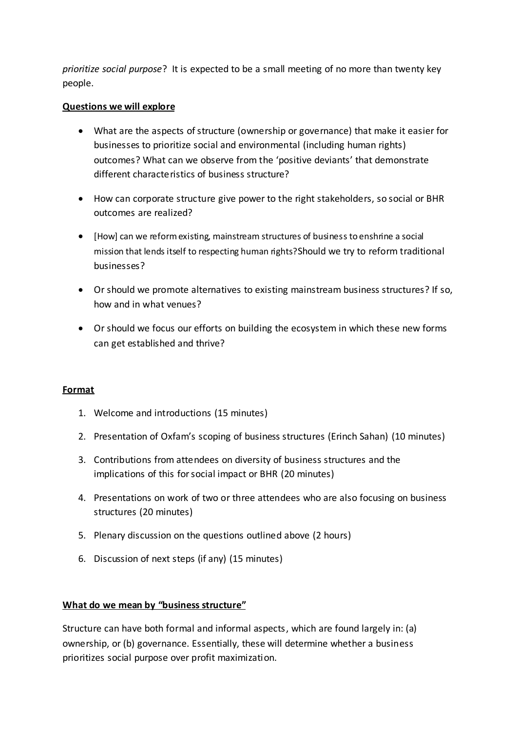*prioritize social purpose*? It is expected to be a small meeting of no more than twenty key people.

**Questions we will explore**

- What are the aspects of structure (ownership or governance) that make it easier for businesses to prioritize social and environmental (including human rights) outcomes? What can we observe from the 'positive deviants' that demonstrate different characteristics of business structure?
- How can corporate structure give power to the right stakeholders, so social or BHR outcomes are realized?
- [How] can we reform existing, mainstream structures of business to enshrine a social mission that lends itself to respecting human rights? Should we try to reform traditional businesses?
- Or should we promote alternatives to existing mainstream business structures? If so, how and in what venues?
- Or should we focus our efforts on building the ecosystem in which these new forms can get established and thrive?

**Format**

1. Welcome and introductions (15 minutes)
2. Presentation of Oxfam's scoping of business structures (Erinch Sahan) (10 minutes)
3. Contributions from attendees on diversity of business structures and the implications of this for social impact or BHR (20 minutes)
4. Presentations on work of two or three attendees who are also focusing on business structures (20 minutes)
5. Plenary discussion on the questions outlined above (2 hours)
6. Discussion of next steps (if any) (15 minutes)

**What do we mean by "business structure"**

Structure can have both formal and informal aspects, which are found largely in: (a) ownership, or (b) governance. Essentially, these will determine whether a business prioritizes social purpose over profit maximization.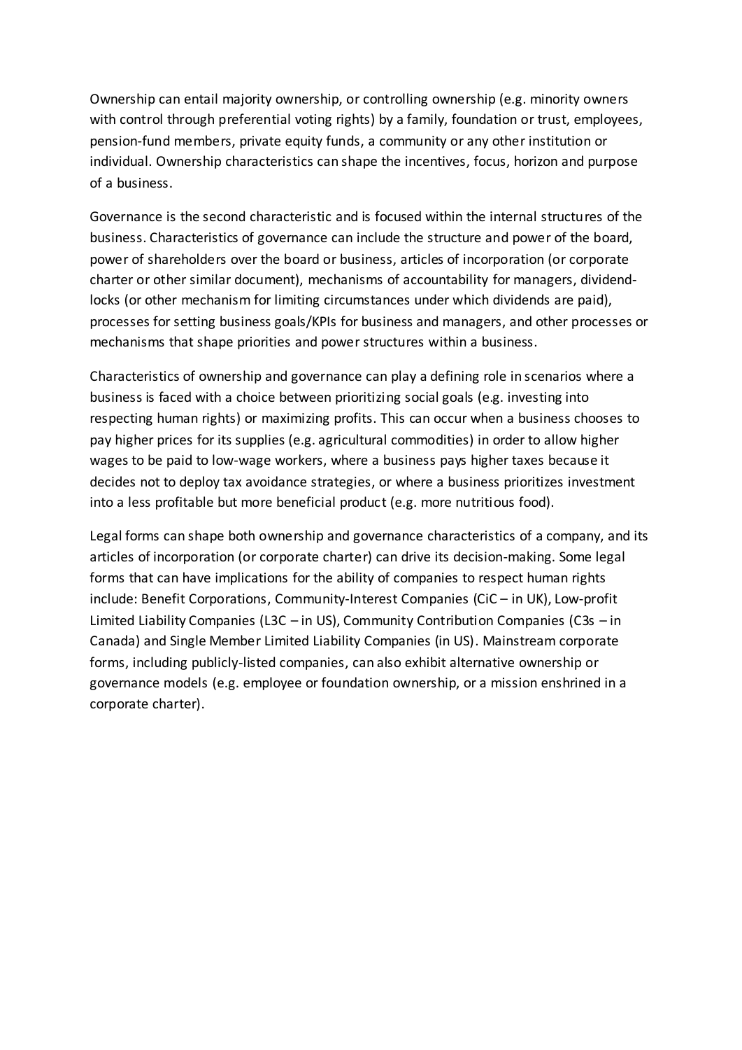Ownership can entail majority ownership, or controlling ownership (e.g. minority owners with control through preferential voting rights) by a family, foundation or trust, employees, pension-fund members, private equity funds, a community or any other institution or individual. Ownership characteristics can shape the incentives, focus, horizon and purpose of a business.

Governance is the second characteristic and is focused within the internal structures of the business. Characteristics of governance can include the structure and power of the board, power of shareholders over the board or business, articles of incorporation (or corporate charter or other similar document), mechanisms of accountability for managers, dividend-locks (or other mechanism for limiting circumstances under which dividends are paid), processes for setting business goals/KPIs for business and managers, and other processes or mechanisms that shape priorities and power structures within a business.

Characteristics of ownership and governance can play a defining role in scenarios where a business is faced with a choice between prioritizing social goals (e.g. investing into respecting human rights) or maximizing profits. This can occur when a business chooses to pay higher prices for its supplies (e.g. agricultural commodities) in order to allow higher wages to be paid to low-wage workers, where a business pays higher taxes because it decides not to deploy tax avoidance strategies, or where a business prioritizes investment into a less profitable but more beneficial product (e.g. more nutritious food).

Legal forms can shape both ownership and governance characteristics of a company, and its articles of incorporation (or corporate charter) can drive its decision-making. Some legal forms that can have implications for the ability of companies to respect human rights include: Benefit Corporations, Community-Interest Companies (CiC – in UK), Low-profit Limited Liability Companies (L3C – in US), Community Contribution Companies (C3s – in Canada) and Single Member Limited Liability Companies (in US). Mainstream corporate forms, including publicly-listed companies, can also exhibit alternative ownership or governance models (e.g. employee or foundation ownership, or a mission enshrined in a corporate charter).